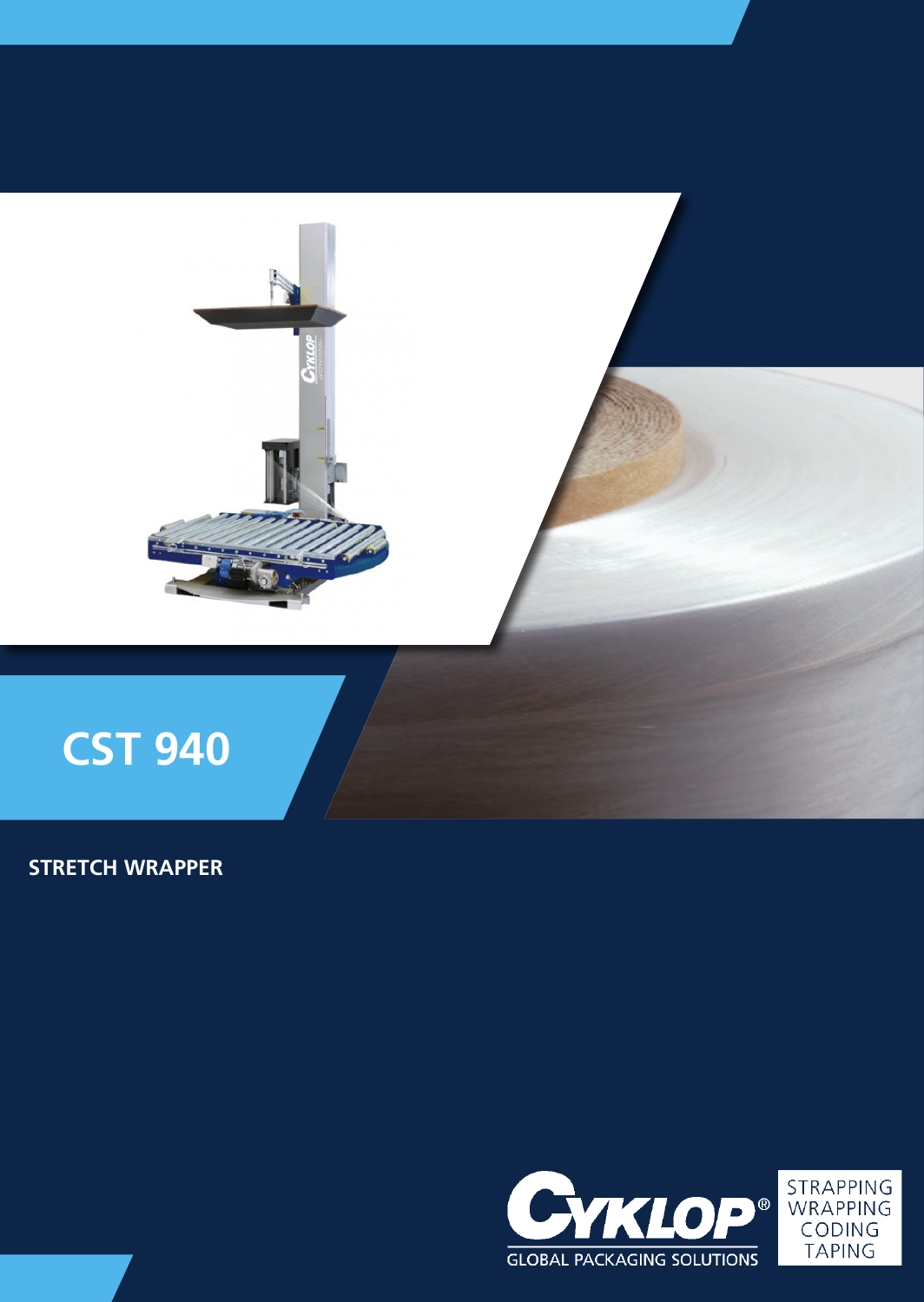# CST 940

STRETCH WRAPPER

CYKLOP®
GLOBAL PACKAGING SOLUTIONS

STRAPPING
WRAPPING
CODING
TAPING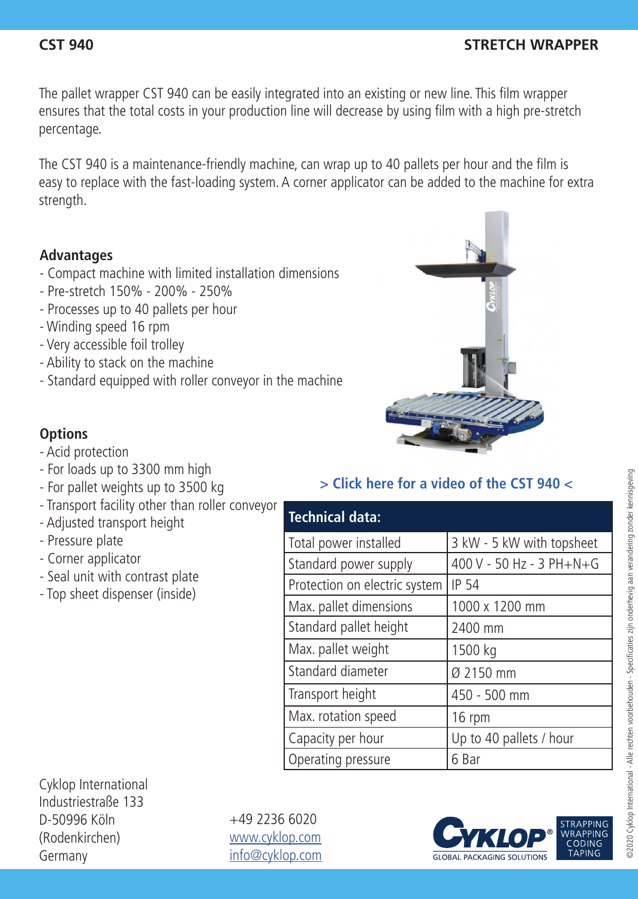# CST 940

## STRETCH WRAPPER

The pallet wrapper CST 940 can be easily integrated into an existing or new line. This film wrapper ensures that the total costs in your production line will decrease by using film with a high pre-stretch percentage.

The CST 940 is a maintenance-friendly machine, can wrap up to 40 pallets per hour and the film is easy to replace with the fast-loading system. A corner applicator can be added to the machine for extra strength.

### Advantages

- Compact machine with limited installation dimensions
- Pre-stretch 150% - 200% - 250%
- Processes up to 40 pallets per hour
- Winding speed 16 rpm
- Very accessible foil trolley
- Ability to stack on the machine
- Standard equipped with roller conveyor in the machine

### Options

- Acid protection
- For loads up to 3300 mm high
- For pallet weights up to 3500 kg
- Transport facility other than roller conveyor
- Adjusted transport height
- Pressure plate
- Corner applicator
- Seal unit with contrast plate
- Top sheet dispenser (inside)

**> Click here for a video of the CST 940 <**

| Technical data: | |
|---|---|
| Total power installed | 3 kW - 5 kW with topsheet |
| Standard power supply | 400 V - 50 Hz - 3 PH+N+G |
| Protection on electric system | IP 54 |
| Max. pallet dimensions | 1000 x 1200 mm |
| Standard pallet height | 2400 mm |
| Max. pallet weight | 1500 kg |
| Standard diameter | Ø 2150 mm |
| Transport height | 450 - 500 mm |
| Max. rotation speed | 16 rpm |
| Capacity per hour | Up to 40 pallets / hour |
| Operating pressure | 6 Bar |

Cyklop International
Industriestraße 133
D-50996 Köln
(Rodenkirchen)
Germany

+49 2236 6020
www.cyklop.com
info@cyklop.com

CYKLOP® GLOBAL PACKAGING SOLUTIONS
STRAPPING WRAPPING CODING TAPING

©2020 Cyklop International - Alle rechten voorbehouden - Specificaties zijn onderhevig aan verandering zonder kennisgeving